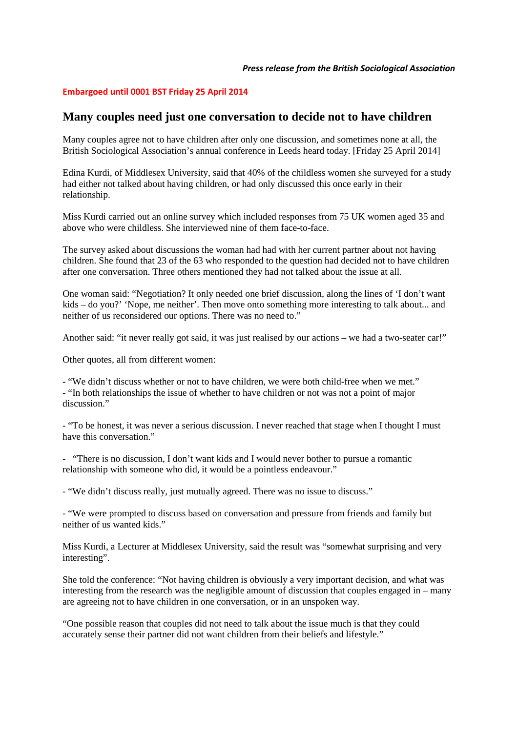*Press release from the British Sociological Association*

**Embargoed until 0001 BST Friday 25 April 2014**

# Many couples need just one conversation to decide not to have children

Many couples agree not to have children after only one discussion, and sometimes none at all, the British Sociological Association's annual conference in Leeds heard today. [Friday 25 April 2014]

Edina Kurdi, of Middlesex University, said that 40% of the childless women she surveyed for a study had either not talked about having children, or had only discussed this once early in their relationship.

Miss Kurdi carried out an online survey which included responses from 75 UK women aged 35 and above who were childless. She interviewed nine of them face-to-face.

The survey asked about discussions the woman had had with her current partner about not having children. She found that 23 of the 63 who responded to the question had decided not to have children after one conversation. Three others mentioned they had not talked about the issue at all.

One woman said: "Negotiation? It only needed one brief discussion, along the lines of 'I don't want kids – do you?' 'Nope, me neither'. Then move onto something more interesting to talk about... and neither of us reconsidered our options. There was no need to."

Another said: "it never really got said, it was just realised by our actions – we had a two-seater car!"

Other quotes, all from different women:

- "We didn't discuss whether or not to have children, we were both child-free when we met."
- "In both relationships the issue of whether to have children or not was not a point of major discussion."
- "To be honest, it was never a serious discussion. I never reached that stage when I thought I must have this conversation."
- "There is no discussion, I don't want kids and I would never bother to pursue a romantic relationship with someone who did, it would be a pointless endeavour."
- "We didn't discuss really, just mutually agreed. There was no issue to discuss."
- "We were prompted to discuss based on conversation and pressure from friends and family but neither of us wanted kids."

Miss Kurdi, a Lecturer at Middlesex University, said the result was "somewhat surprising and very interesting".

She told the conference: "Not having children is obviously a very important decision, and what was interesting from the research was the negligible amount of discussion that couples engaged in – many are agreeing not to have children in one conversation, or in an unspoken way.

"One possible reason that couples did not need to talk about the issue much is that they could accurately sense their partner did not want children from their beliefs and lifestyle."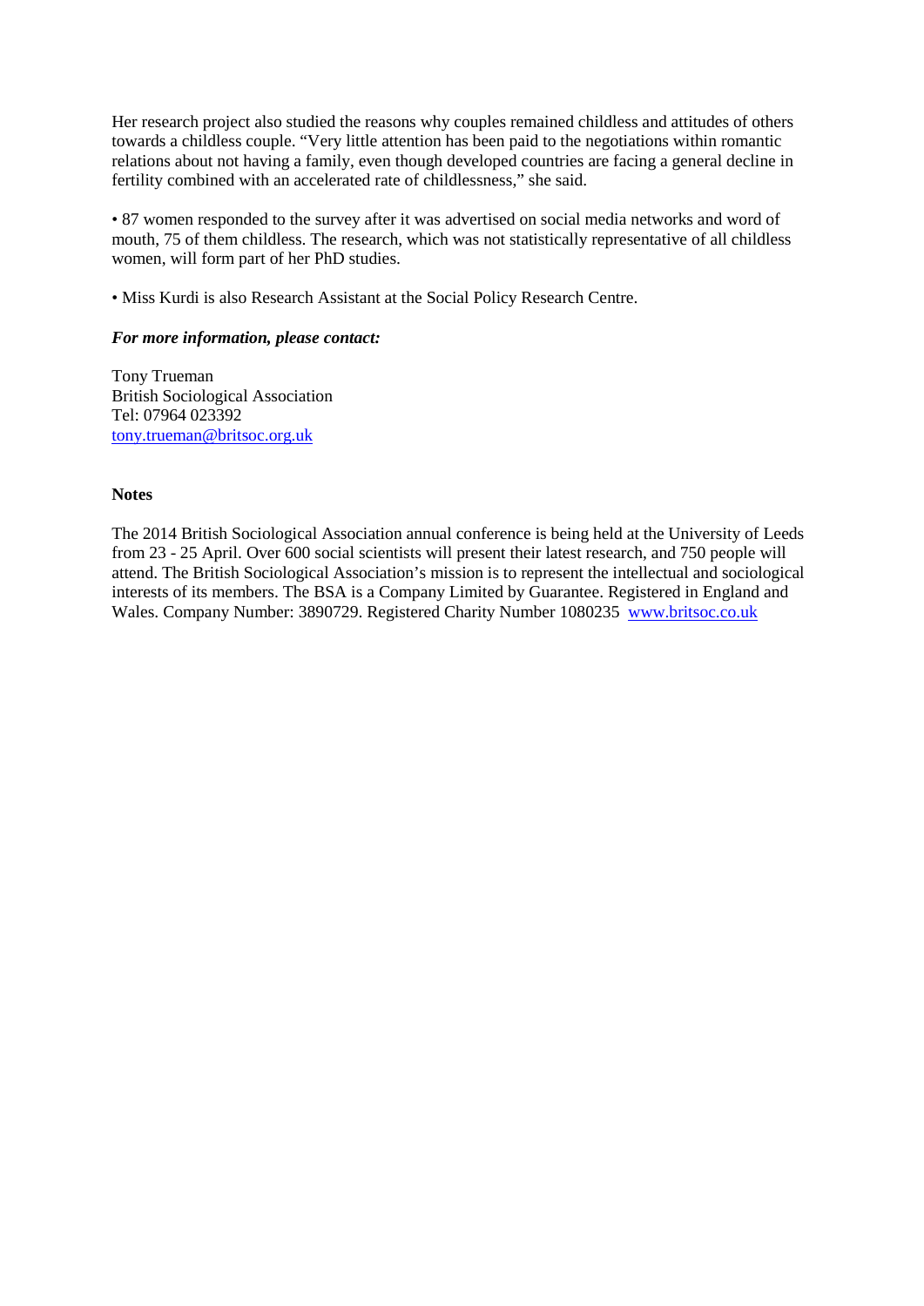Her research project also studied the reasons why couples remained childless and attitudes of others towards a childless couple. “Very little attention has been paid to the negotiations within romantic relations about not having a family, even though developed countries are facing a general decline in fertility combined with an accelerated rate of childlessness,” she said.

• 87 women responded to the survey after it was advertised on social media networks and word of mouth, 75 of them childless. The research, which was not statistically representative of all childless women, will form part of her PhD studies.

• Miss Kurdi is also Research Assistant at the Social Policy Research Centre.

***For more information, please contact:***

Tony Trueman
British Sociological Association
Tel: 07964 023392
tony.trueman@britsoc.org.uk

**Notes**

The 2014 British Sociological Association annual conference is being held at the University of Leeds from 23 - 25 April. Over 600 social scientists will present their latest research, and 750 people will attend. The British Sociological Association’s mission is to represent the intellectual and sociological interests of its members. The BSA is a Company Limited by Guarantee. Registered in England and Wales. Company Number: 3890729. Registered Charity Number 1080235 www.britsoc.co.uk